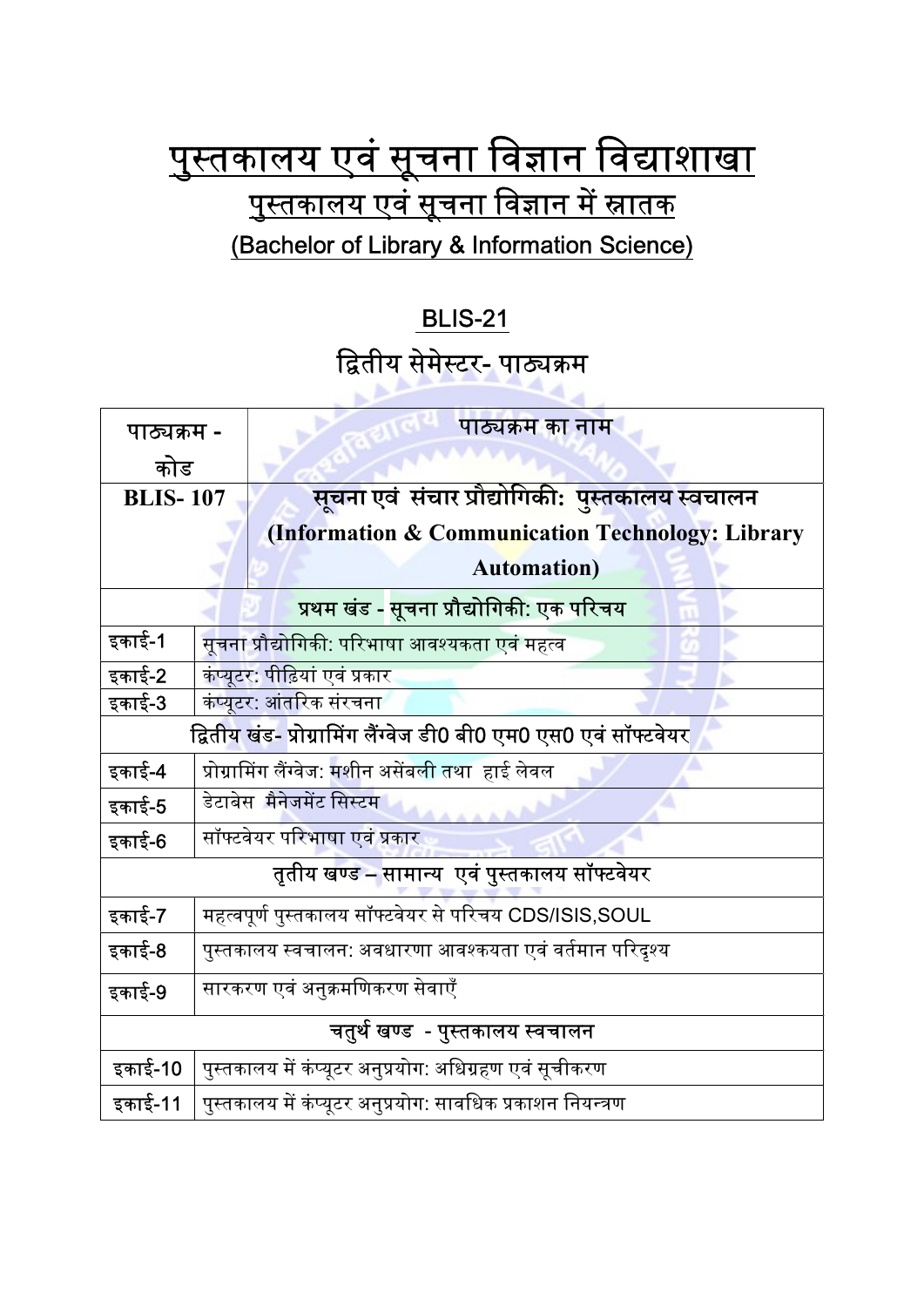# पुस्तकालय एवं सूचना विज्ञान विद्याशाखा

## पुस्तकालय एवं सूचना विज्ञान में स्नातक

## (Bachelor of Library & Information Science)

### BLIS-21

### द्वितीय सेमेस्टर- पाठ्यक्रम

| पाठ्यक्रम - कोड | पाठ्यक्रम का नाम |
|---|---|
| **BLIS- 107** | **सूचना एवं संचार प्रौद्योगिकी: पुस्तकालय स्वचालन (Information & Communication Technology: Library Automation)** |
| | **प्रथम खंड - सूचना प्रौद्योगिकी: एक परिचय** |
| इकाई-1 | सूचना प्रौद्योगिकी: परिभाषा आवश्यकता एवं महत्व |
| इकाई-2 | कंप्यूटर: पीढ़ियां एवं प्रकार |
| इकाई-3 | कंप्यूटर: आंतरिक संरचना |
| | **द्वितीय खंड- प्रोग्रामिंग लैंग्वेज डी0 बी0 एम0 एस0 एवं सॉफ्टवेयर** |
| इकाई-4 | प्रोग्रामिंग लैंग्वेज: मशीन असेंबली तथा हाई लेवल |
| इकाई-5 | डेटाबेस मैनेजमेंट सिस्टम |
| इकाई-6 | सॉफ्टवेयर परिभाषा एवं प्रकार |
| | **तृतीय खण्ड – सामान्य एवं पुस्तकालय सॉफ्टवेयर** |
| इकाई-7 | महत्वपूर्ण पुस्तकालय सॉफ्टवेयर से परिचय CDS/ISIS,SOUL |
| इकाई-8 | पुस्तकालय स्वचालन: अवधारणा आवश्कयता एवं वर्तमान परिदृश्य |
| इकाई-9 | सारकरण एवं अनुक्रमणिकरण सेवाएँ |
| | **चतुर्थ खण्ड - पुस्तकालय स्वचालन** |
| इकाई-10 | पुस्तकालय में कंप्यूटर अनुप्रयोग: अधिग्रहण एवं सूचीकरण |
| इकाई-11 | पुस्तकालय में कंप्यूटर अनुप्रयोग: सावधिक प्रकाशन नियन्त्रण |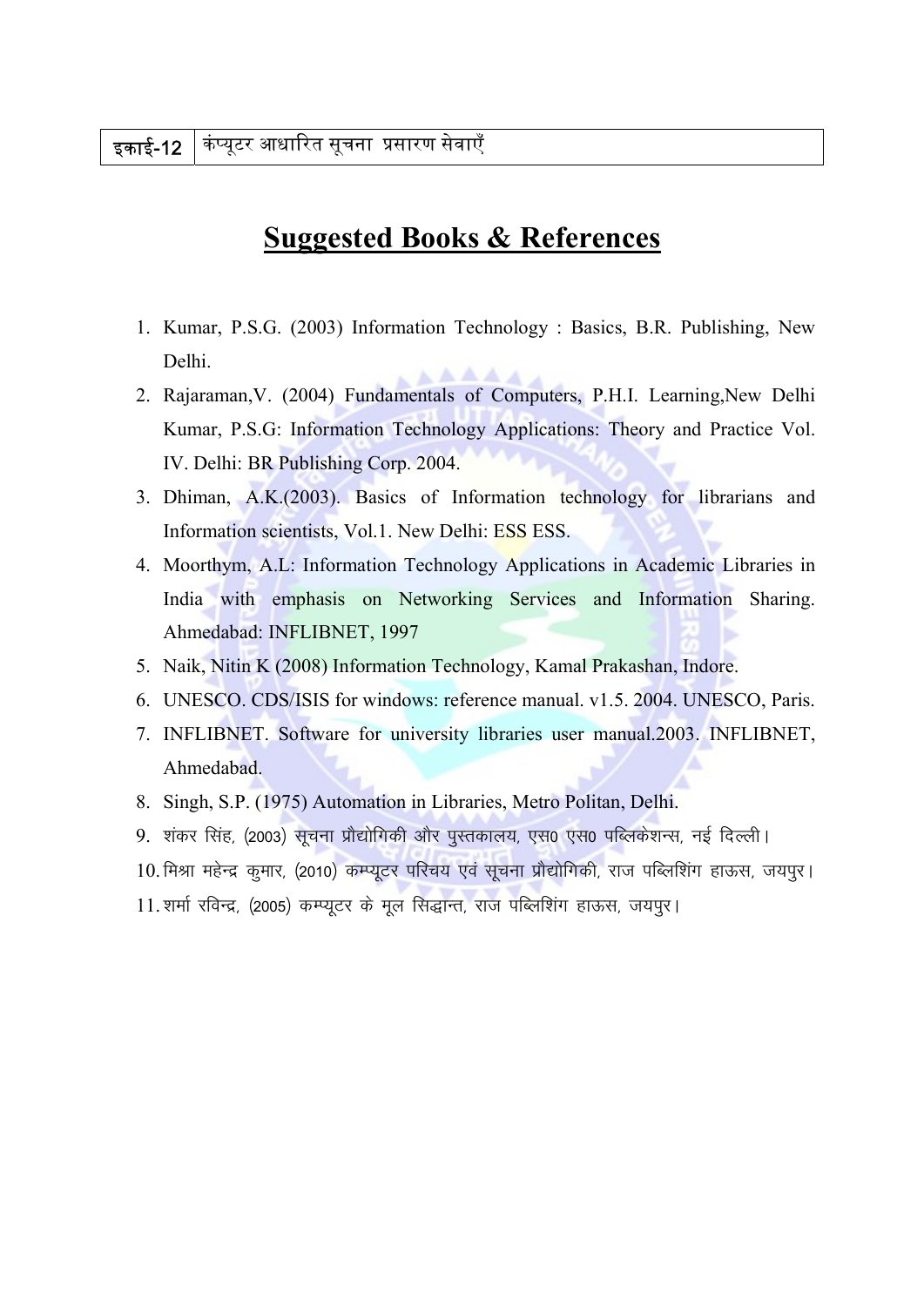इकाई-12 | कंप्यूटर आधारित सूचना प्रसारण सेवाएँ

## Suggested Books & References

1. Kumar, P.S.G. (2003) Information Technology : Basics, B.R. Publishing, New Delhi.
2. Rajaraman,V. (2004) Fundamentals of Computers, P.H.I. Learning,New Delhi Kumar, P.S.G: Information Technology Applications: Theory and Practice Vol. IV. Delhi: BR Publishing Corp. 2004.
3. Dhiman, A.K.(2003). Basics of Information technology for librarians and Information scientists, Vol.1. New Delhi: ESS ESS.
4. Moorthym, A.L: Information Technology Applications in Academic Libraries in India with emphasis on Networking Services and Information Sharing. Ahmedabad: INFLIBNET, 1997
5. Naik, Nitin K (2008) Information Technology, Kamal Prakashan, Indore.
6. UNESCO. CDS/ISIS for windows: reference manual. v1.5. 2004. UNESCO, Paris.
7. INFLIBNET. Software for university libraries user manual.2003. INFLIBNET, Ahmedabad.
8. Singh, S.P. (1975) Automation in Libraries, Metro Politan, Delhi.
9. शंकर सिंह, (2003) सूचना प्रौद्योगिकी और पुस्तकालय, एस0 एस0 पब्लिकेशन्स, नई दिल्ली।
10. मिश्रा महेन्द्र कुमार, (2010) कम्प्यूटर परिचय एवं सूचना प्रौद्योगिकी, राज पब्लिशिंग हाऊस, जयपुर।
11. शर्मा रविन्द्र, (2005) कम्प्यूटर के मूल सिद्धान्त, राज पब्लिशिंग हाऊस, जयपुर।